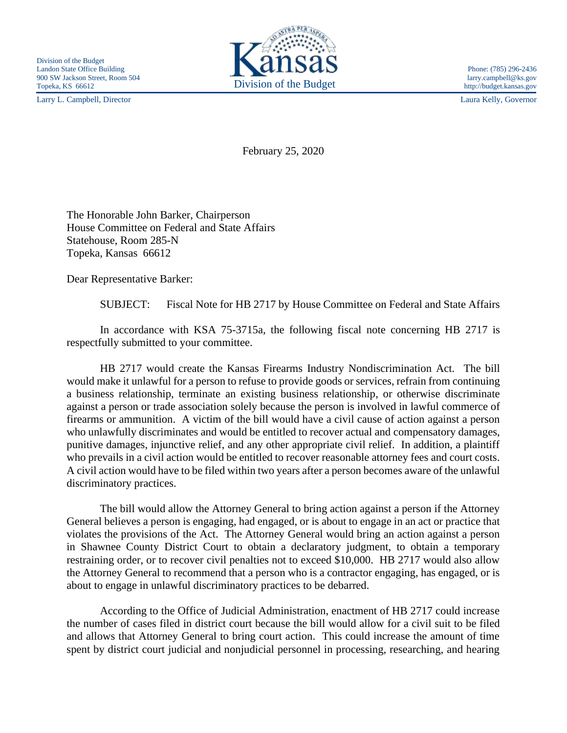Division of the Budget
Landon State Office Building
900 SW Jackson Street, Room 504
Topeka, KS 66612

Kansas
Division of the Budget

Phone: (785) 296-2436
larry.campbell@ks.gov
http://budget.kansas.gov

Larry L. Campbell, Director

Laura Kelly, Governor

February 25, 2020

The Honorable John Barker, Chairperson
House Committee on Federal and State Affairs
Statehouse, Room 285-N
Topeka, Kansas 66612

Dear Representative Barker:

SUBJECT: Fiscal Note for HB 2717 by House Committee on Federal and State Affairs

In accordance with KSA 75-3715a, the following fiscal note concerning HB 2717 is respectfully submitted to your committee.

HB 2717 would create the Kansas Firearms Industry Nondiscrimination Act. The bill would make it unlawful for a person to refuse to provide goods or services, refrain from continuing a business relationship, terminate an existing business relationship, or otherwise discriminate against a person or trade association solely because the person is involved in lawful commerce of firearms or ammunition. A victim of the bill would have a civil cause of action against a person who unlawfully discriminates and would be entitled to recover actual and compensatory damages, punitive damages, injunctive relief, and any other appropriate civil relief. In addition, a plaintiff who prevails in a civil action would be entitled to recover reasonable attorney fees and court costs. A civil action would have to be filed within two years after a person becomes aware of the unlawful discriminatory practices.

The bill would allow the Attorney General to bring action against a person if the Attorney General believes a person is engaging, had engaged, or is about to engage in an act or practice that violates the provisions of the Act. The Attorney General would bring an action against a person in Shawnee County District Court to obtain a declaratory judgment, to obtain a temporary restraining order, or to recover civil penalties not to exceed $10,000. HB 2717 would also allow the Attorney General to recommend that a person who is a contractor engaging, has engaged, or is about to engage in unlawful discriminatory practices to be debarred.

According to the Office of Judicial Administration, enactment of HB 2717 could increase the number of cases filed in district court because the bill would allow for a civil suit to be filed and allows that Attorney General to bring court action. This could increase the amount of time spent by district court judicial and nonjudicial personnel in processing, researching, and hearing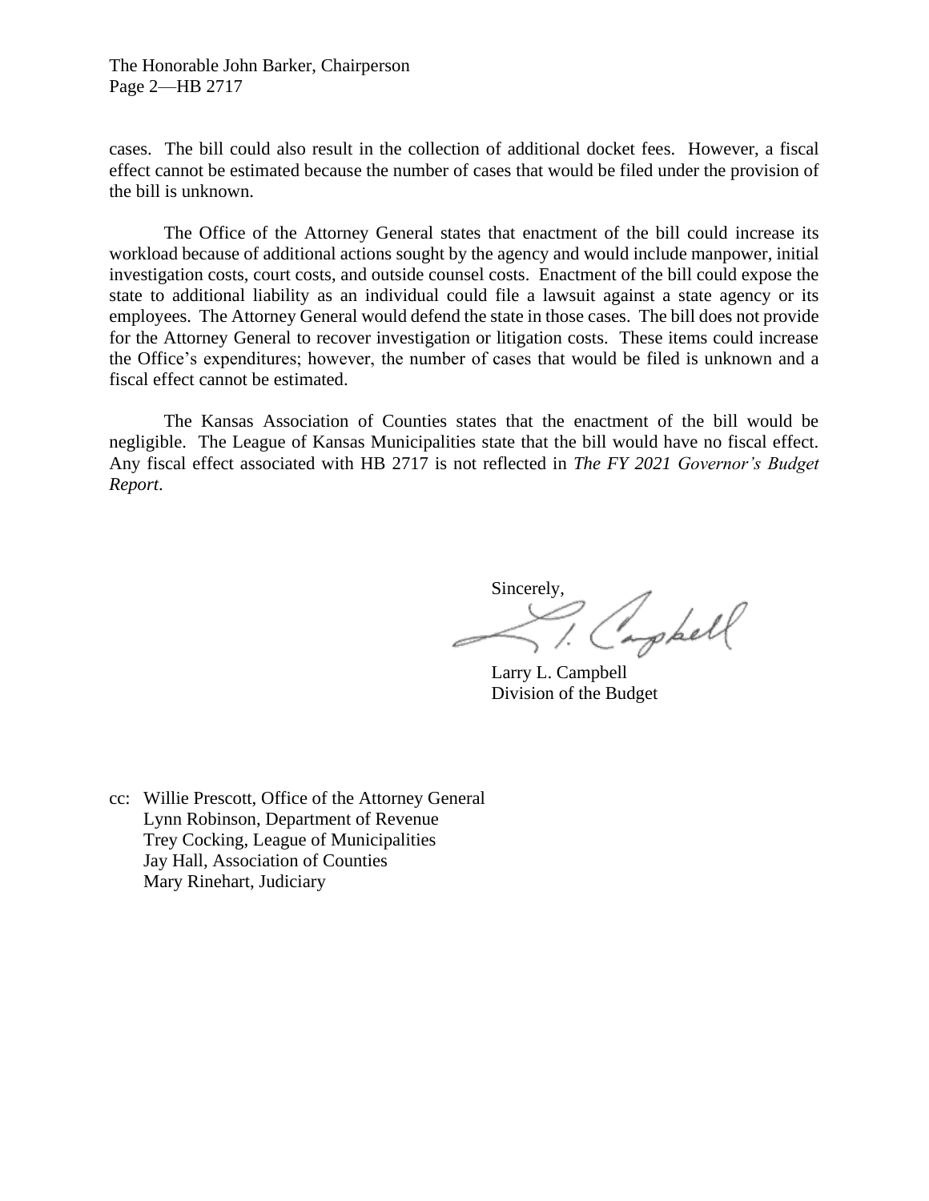cases. The bill could also result in the collection of additional docket fees. However, a fiscal effect cannot be estimated because the number of cases that would be filed under the provision of the bill is unknown.

The Office of the Attorney General states that enactment of the bill could increase its workload because of additional actions sought by the agency and would include manpower, initial investigation costs, court costs, and outside counsel costs. Enactment of the bill could expose the state to additional liability as an individual could file a lawsuit against a state agency or its employees. The Attorney General would defend the state in those cases. The bill does not provide for the Attorney General to recover investigation or litigation costs. These items could increase the Office's expenditures; however, the number of cases that would be filed is unknown and a fiscal effect cannot be estimated.

The Kansas Association of Counties states that the enactment of the bill would be negligible. The League of Kansas Municipalities state that the bill would have no fiscal effect. Any fiscal effect associated with HB 2717 is not reflected in *The FY 2021 Governor's Budget Report*.

Sincerely,

Larry L. Campbell
Division of the Budget

cc: Willie Prescott, Office of the Attorney General
Lynn Robinson, Department of Revenue
Trey Cocking, League of Municipalities
Jay Hall, Association of Counties
Mary Rinehart, Judiciary